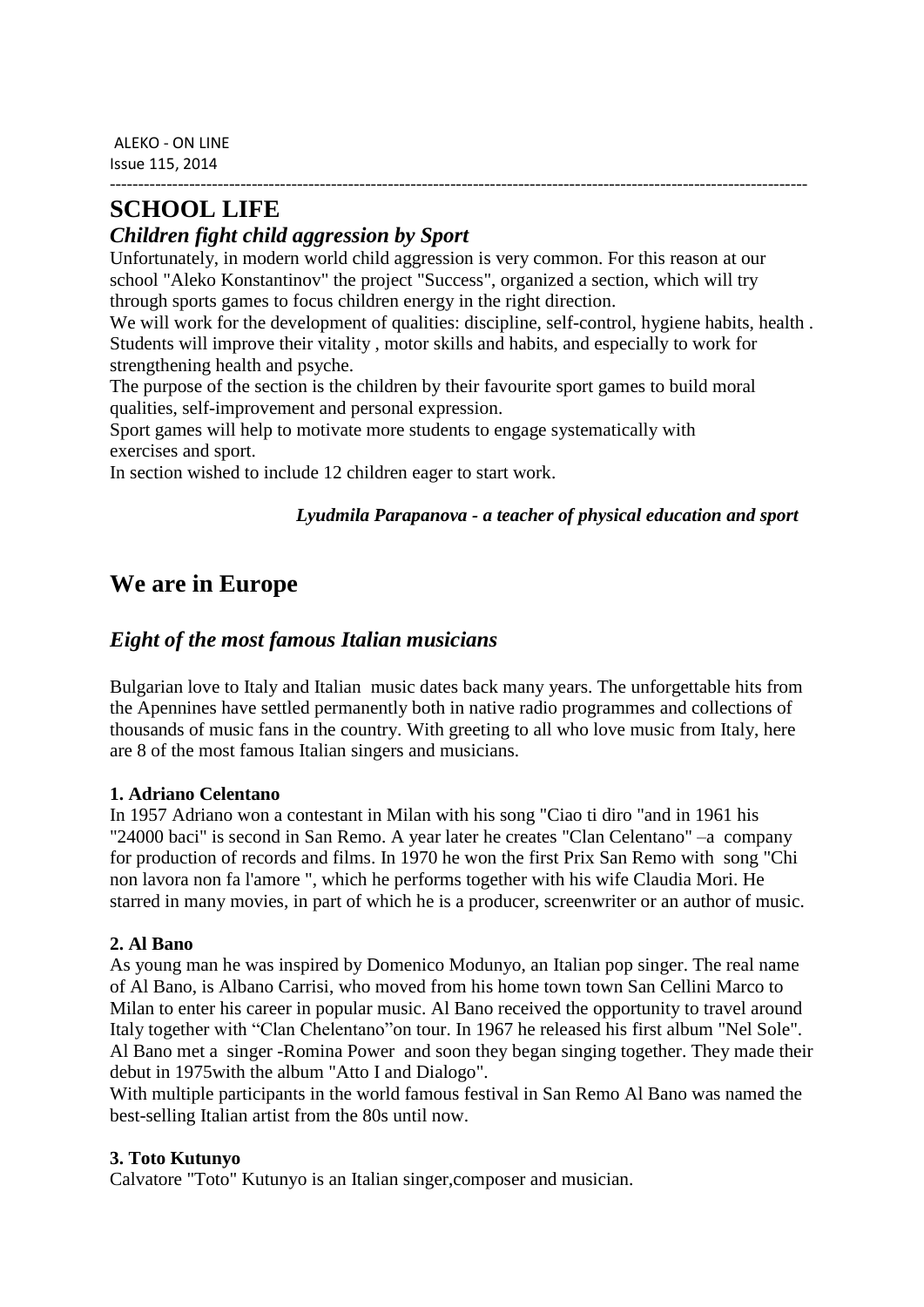ALEKO - ON LINE
Issue 115, 2014

---

# SCHOOL LIFE

## *Children fight child aggression by Sport*

Unfortunately, in modern world child aggression is very common. For this reason at our school "Aleko Konstantinov" the project "Success", organized a section, which will try through sports games to focus children energy in the right direction.

We will work for the development of qualities: discipline, self-control, hygiene habits, health . Students will improve their vitality , motor skills and habits, and especially to work for strengthening health and psyche.

The purpose of the section is the children by their favourite sport games to build moral qualities, self-improvement and personal expression.

Sport games will help to motivate more students to engage systematically with exercises and sport.

In section wished to include 12 children eager to start work.

***Lyudmila Parapanova - a teacher of physical education and sport***

# We are in Europe

## *Eight of the most famous Italian musicians*

Bulgarian love to Italy and Italian music dates back many years. The unforgettable hits from the Apennines have settled permanently both in native radio programmes and collections of thousands of music fans in the country. With greeting to all who love music from Italy, here are 8 of the most famous Italian singers and musicians.

**1. Adriano Celentano**

In 1957 Adriano won a contestant in Milan with his song "Ciao ti diro "and in 1961 his "24000 baci" is second in San Remo. A year later he creates "Clan Celentano" –a company for production of records and films. In 1970 he won the first Prix San Remo with song "Chi non lavora non fa l'amore ", which he performs together with his wife Claudia Mori. He starred in many movies, in part of which he is a producer, screenwriter or an author of music.

**2. Al Bano**

As young man he was inspired by Domenico Modunyo, an Italian pop singer. The real name of Al Bano, is Albano Carrisi, who moved from his home town town San Cellini Marco to Milan to enter his career in popular music. Al Bano received the opportunity to travel around Italy together with "Clan Chelentano"on tour. In 1967 he released his first album "Nel Sole". Al Bano met a singer -Romina Power and soon they began singing together. They made their debut in 1975with the album "Atto I and Dialogo".

With multiple participants in the world famous festival in San Remo Al Bano was named the best-selling Italian artist from the 80s until now.

**3. Toto Kutunyo**

Calvatore "Toto" Kutunyo is an Italian singer,composer and musician.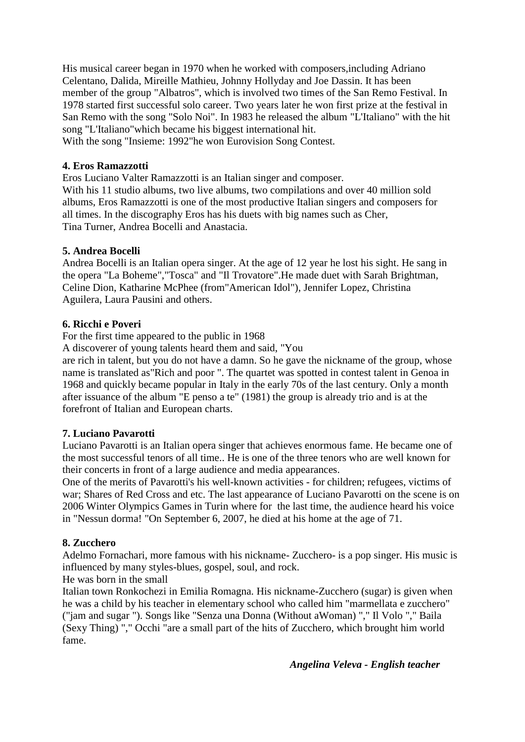His musical career began in 1970 when he worked with composers,including Adriano Celentano, Dalida, Mireille Mathieu, Johnny Hollyday and Joe Dassin. It has been member of the group "Albatros", which is involved two times of the San Remo Festival. In 1978 started first successful solo career. Two years later he won first prize at the festival in San Remo with the song "Solo Noi". In 1983 he released the album "L'Italiano" with the hit song "L'Italiano"which became his biggest international hit.
With the song "Insieme: 1992"he won Eurovision Song Contest.

**4. Eros Ramazzotti**

Eros Luciano Valter Ramazzotti is an Italian singer and composer.
With his 11 studio albums, two live albums, two compilations and over 40 million sold albums, Eros Ramazzotti is one of the most productive Italian singers and composers for all times. In the discography Eros has his duets with big names such as Cher, Tina Turner, Andrea Bocelli and Anastacia.

**5. Andrea Bocelli**

Andrea Bocelli is an Italian opera singer. At the age of 12 year he lost his sight. He sang in the opera "La Boheme","Tosca" and "Il Trovatore".He made duet with Sarah Brightman, Celine Dion, Katharine McPhee (from"American Idol"), Jennifer Lopez, Christina Aguilera, Laura Pausini and others.

**6. Ricchi e Poveri**

For the first time appeared to the public in 1968
A discoverer of young talents heard them and said, "You
are rich in talent, but you do not have a damn. So he gave the nickname of the group, whose name is translated as"Rich and poor ". The quartet was spotted in contest talent in Genoa in 1968 and quickly became popular in Italy in the early 70s of the last century. Only a month after issuance of the album "E penso a te" (1981) the group is already trio and is at the forefront of Italian and European charts.

**7. Luciano Pavarotti**

Luciano Pavarotti is an Italian opera singer that achieves enormous fame. He became one of the most successful tenors of all time.. He is one of the three tenors who are well known for their concerts in front of a large audience and media appearances.
One of the merits of Pavarotti's his well-known activities - for children; refugees, victims of war; Shares of Red Cross and etc. The last appearance of Luciano Pavarotti on the scene is on 2006 Winter Olympics Games in Turin where for the last time, the audience heard his voice in "Nessun dorma! "On September 6, 2007, he died at his home at the age of 71.

**8. Zucchero**

Adelmo Fornachari, more famous with his nickname- Zucchero- is a pop singer. His music is influenced by many styles-blues, gospel, soul, and rock.
He was born in the small
Italian town Ronkochezi in Emilia Romagna. His nickname-Zucchero (sugar) is given when he was a child by his teacher in elementary school who called him "marmellata e zucchero" ("jam and sugar "). Songs like "Senza una Donna (Without aWoman) "," Il Volo "," Baila (Sexy Thing) "," Occhi "are a small part of the hits of Zucchero, which brought him world fame.

***Angelina Veleva - English teacher***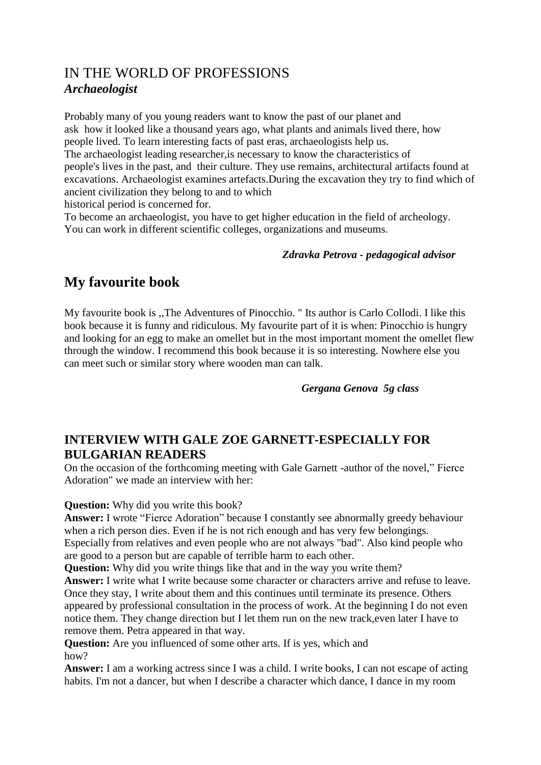# IN THE WORLD OF PROFESSIONS

***Archaeologist***

Probably many of you young readers want to know the past of our planet and ask how it looked like a thousand years ago, what plants and animals lived there, how people lived. To learn interesting facts of past eras, archaeologists help us.

The archaeologist leading researcher,is necessary to know the characteristics of people's lives in the past, and their culture. They use remains, architectural artifacts found at excavations. Archaeologist examines artefacts.During the excavation they try to find which of ancient civilization they belong to and to which historical period is concerned for.

To become an archaeologist, you have to get higher education in the field of archeology. You can work in different scientific colleges, organizations and museums.

***Zdravka Petrova - pedagogical advisor***

## My favourite book

My favourite book is ,,The Adventures of Pinocchio. " Its author is Carlo Collodi. I like this book because it is funny and ridiculous. My favourite part of it is when: Pinocchio is hungry and looking for an egg to make an omellet but in the most important moment the omellet flew through the window. I recommend this book because it is so interesting. Nowhere else you can meet such or similar story where wooden man can talk.

***Gergana Genova 5g class***

### INTERVIEW WITH GALE ZOE GARNETT-ESPECIALLY FOR BULGARIAN READERS

On the occasion of the forthcoming meeting with Gale Garnett -author of the novel,” Fierce Adoration" we made an interview with her:

**Question:** Why did you write this book?

**Answer:** I wrote “Fierce Adoration” because I constantly see abnormally greedy behaviour when a rich person dies. Even if he is not rich enough and has very few belongings. Especially from relatives and even people who are not always "bad". Also kind people who are good to a person but are capable of terrible harm to each other.

**Question:** Why did you write things like that and in the way you write them?

**Answer:** I write what I write because some character or characters arrive and refuse to leave. Once they stay, I write about them and this continues until terminate its presence. Others appeared by professional consultation in the process of work. At the beginning I do not even notice them. They change direction but I let them run on the new track,even later I have to remove them. Petra appeared in that way.

**Question:** Are you influenced of some other arts. If is yes, which and how?

**Answer:** I am a working actress since I was a child. I write books, I can not escape of acting habits. I'm not a dancer, but when I describe a character which dance, I dance in my room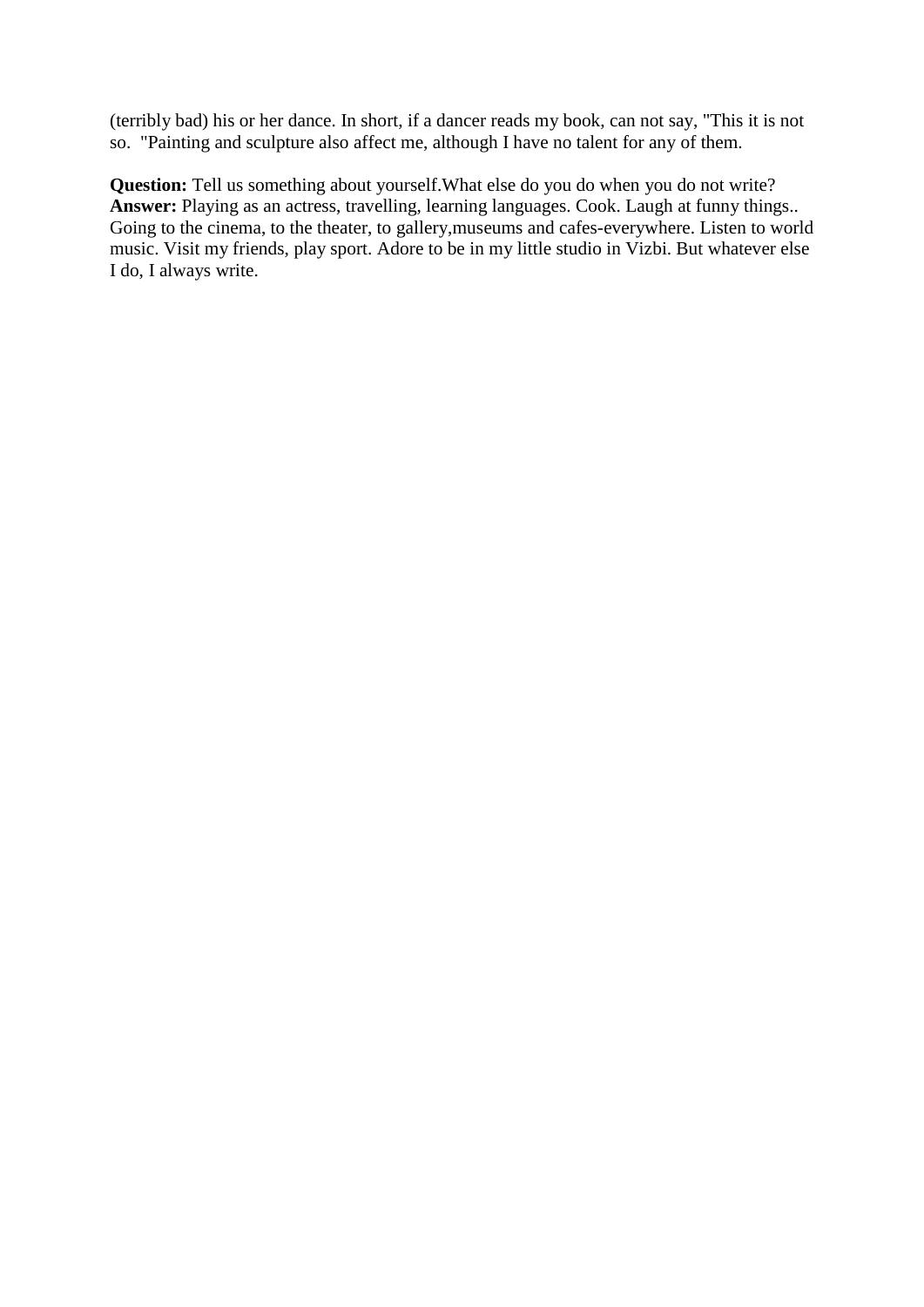(terribly bad) his or her dance. In short, if a dancer reads my book, can not say, "This it is not so. "Painting and sculpture also affect me, although I have no talent for any of them.

**Question:** Tell us something about yourself.What else do you do when you do not write?
**Answer:** Playing as an actress, travelling, learning languages. Cook. Laugh at funny things.. Going to the cinema, to the theater, to gallery,museums and cafes-everywhere. Listen to world music. Visit my friends, play sport. Adore to be in my little studio in Vizbi. But whatever else I do, I always write.